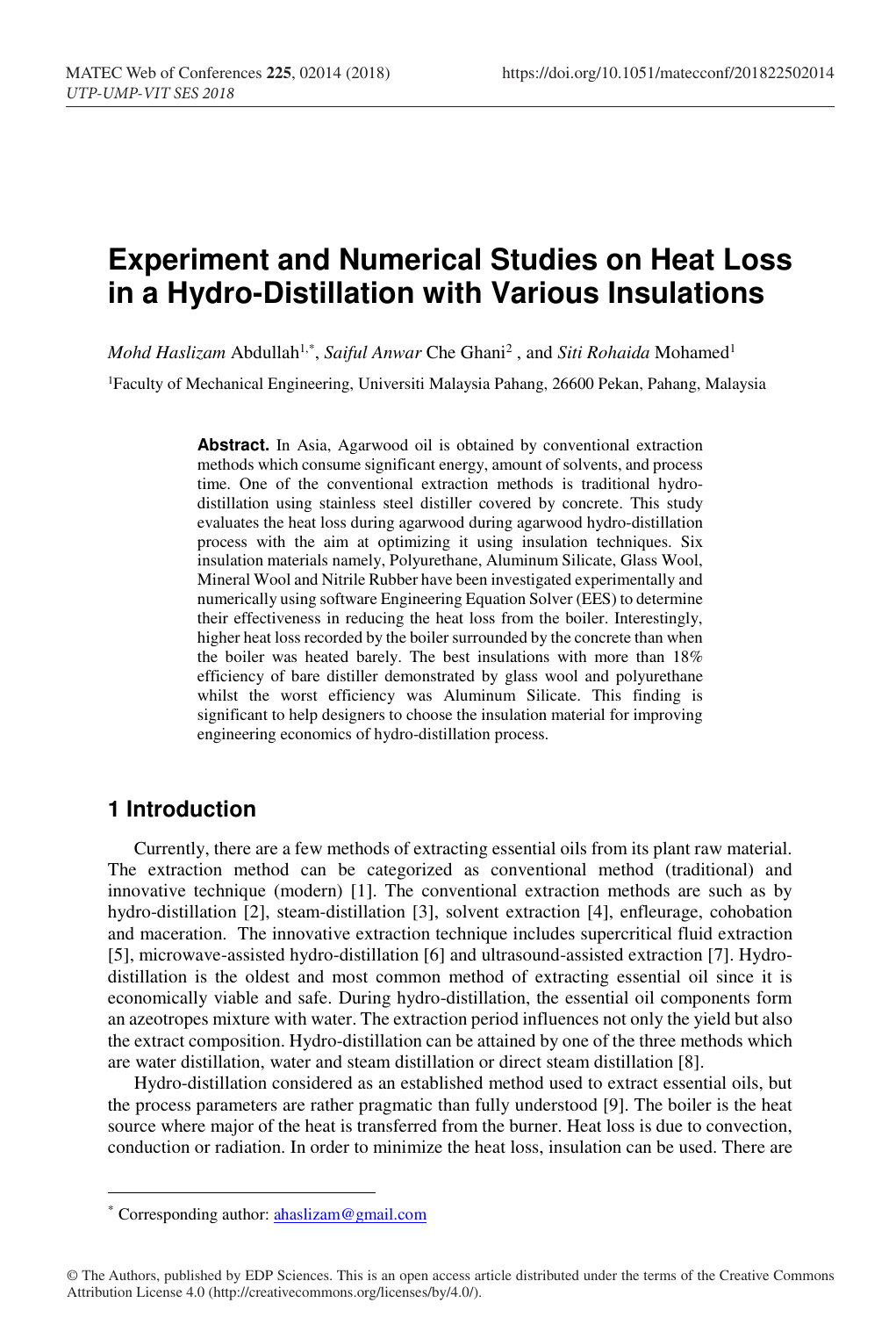# Experiment and Numerical Studies on Heat Loss in a Hydro-Distillation with Various Insulations

*Mohd Haslizam* Abdullah[1,*], *Saiful Anwar* Che Ghani[2] , and *Siti Rohaida* Mohamed[1]

[1]Faculty of Mechanical Engineering, Universiti Malaysia Pahang, 26600 Pekan, Pahang, Malaysia

**Abstract.** In Asia, Agarwood oil is obtained by conventional extraction methods which consume significant energy, amount of solvents, and process time. One of the conventional extraction methods is traditional hydro-distillation using stainless steel distiller covered by concrete. This study evaluates the heat loss during agarwood during agarwood hydro-distillation process with the aim at optimizing it using insulation techniques. Six insulation materials namely, Polyurethane, Aluminum Silicate, Glass Wool, Mineral Wool and Nitrile Rubber have been investigated experimentally and numerically using software Engineering Equation Solver (EES) to determine their effectiveness in reducing the heat loss from the boiler. Interestingly, higher heat loss recorded by the boiler surrounded by the concrete than when the boiler was heated barely. The best insulations with more than 18% efficiency of bare distiller demonstrated by glass wool and polyurethane whilst the worst efficiency was Aluminum Silicate. This finding is significant to help designers to choose the insulation material for improving engineering economics of hydro-distillation process.

## 1 Introduction

Currently, there are a few methods of extracting essential oils from its plant raw material. The extraction method can be categorized as conventional method (traditional) and innovative technique (modern) [1]. The conventional extraction methods are such as by hydro-distillation [2], steam-distillation [3], solvent extraction [4], enfleurage, cohobation and maceration. The innovative extraction technique includes supercritical fluid extraction [5], microwave-assisted hydro-distillation [6] and ultrasound-assisted extraction [7]. Hydro-distillation is the oldest and most common method of extracting essential oil since it is economically viable and safe. During hydro-distillation, the essential oil components form an azeotropes mixture with water. The extraction period influences not only the yield but also the extract composition. Hydro-distillation can be attained by one of the three methods which are water distillation, water and steam distillation or direct steam distillation [8].

Hydro-distillation considered as an established method used to extract essential oils, but the process parameters are rather pragmatic than fully understood [9]. The boiler is the heat source where major of the heat is transferred from the burner. Heat loss is due to convection, conduction or radiation. In order to minimize the heat loss, insulation can be used. There are

* Corresponding author: ahaslizam@gmail.com

© The Authors, published by EDP Sciences. This is an open access article distributed under the terms of the Creative Commons Attribution License 4.0 (http://creativecommons.org/licenses/by/4.0/).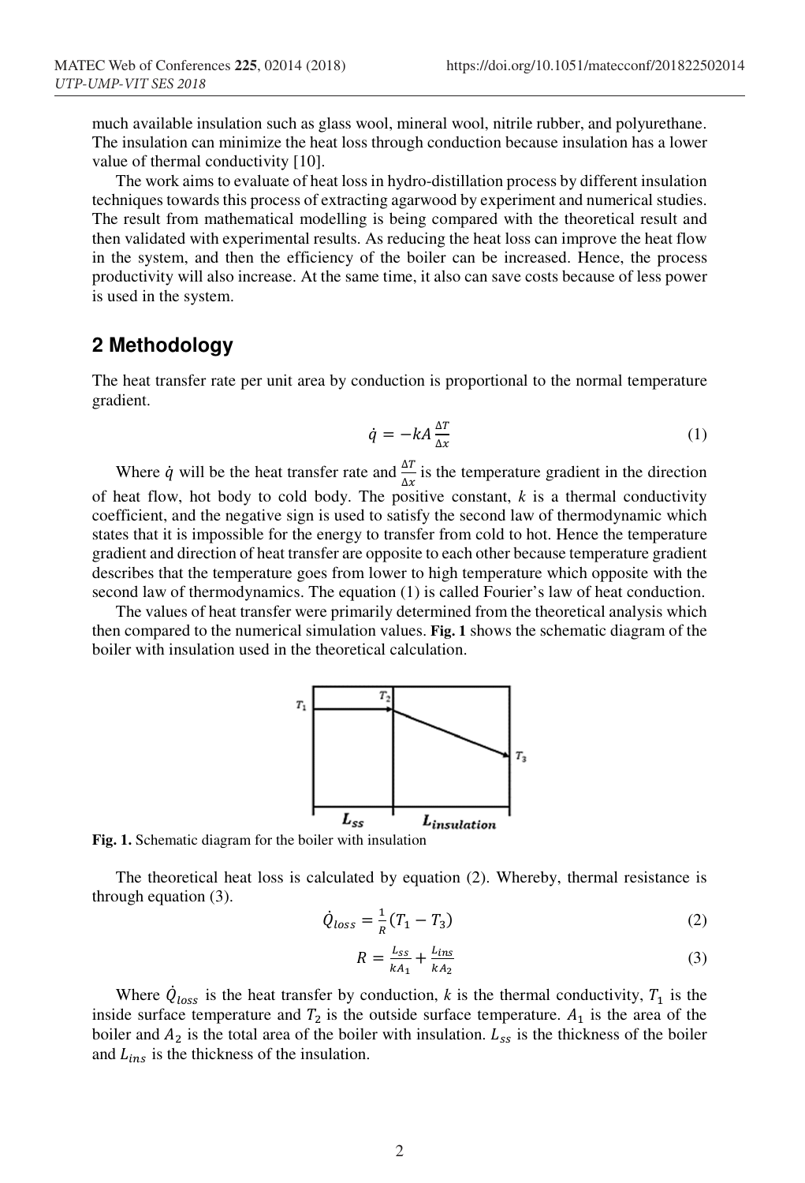much available insulation such as glass wool, mineral wool, nitrile rubber, and polyurethane. The insulation can minimize the heat loss through conduction because insulation has a lower value of thermal conductivity [10].

The work aims to evaluate of heat loss in hydro-distillation process by different insulation techniques towards this process of extracting agarwood by experiment and numerical studies. The result from mathematical modelling is being compared with the theoretical result and then validated with experimental results. As reducing the heat loss can improve the heat flow in the system, and then the efficiency of the boiler can be increased. Hence, the process productivity will also increase. At the same time, it also can save costs because of less power is used in the system.

## 2 Methodology

The heat transfer rate per unit area by conduction is proportional to the normal temperature gradient.

$$\dot{q} = -kA\frac{\Delta T}{\Delta x} \tag{1}$$

Where $\dot{q}$ will be the heat transfer rate and $\frac{\Delta T}{\Delta x}$ is the temperature gradient in the direction of heat flow, hot body to cold body. The positive constant, $k$ is a thermal conductivity coefficient, and the negative sign is used to satisfy the second law of thermodynamic which states that it is impossible for the energy to transfer from cold to hot. Hence the temperature gradient and direction of heat transfer are opposite to each other because temperature gradient describes that the temperature goes from lower to high temperature which opposite with the second law of thermodynamics. The equation (1) is called Fourier's law of heat conduction.

The values of heat transfer were primarily determined from the theoretical analysis which then compared to the numerical simulation values. **Fig. 1** shows the schematic diagram of the boiler with insulation used in the theoretical calculation.

**Fig. 1.** Schematic diagram for the boiler with insulation

The theoretical heat loss is calculated by equation (2). Whereby, thermal resistance is through equation (3).

$$\dot{Q}_{loss} = \frac{1}{R}(T_1 - T_3) \tag{2}$$

$$R = \frac{L_{ss}}{kA_1} + \frac{L_{ins}}{kA_2} \tag{3}$$

Where $\dot{Q}_{loss}$ is the heat transfer by conduction, $k$ is the thermal conductivity, $T_1$ is the inside surface temperature and $T_2$ is the outside surface temperature. $A_1$ is the area of the boiler and $A_2$ is the total area of the boiler with insulation. $L_{ss}$ is the thickness of the boiler and $L_{ins}$ is the thickness of the insulation.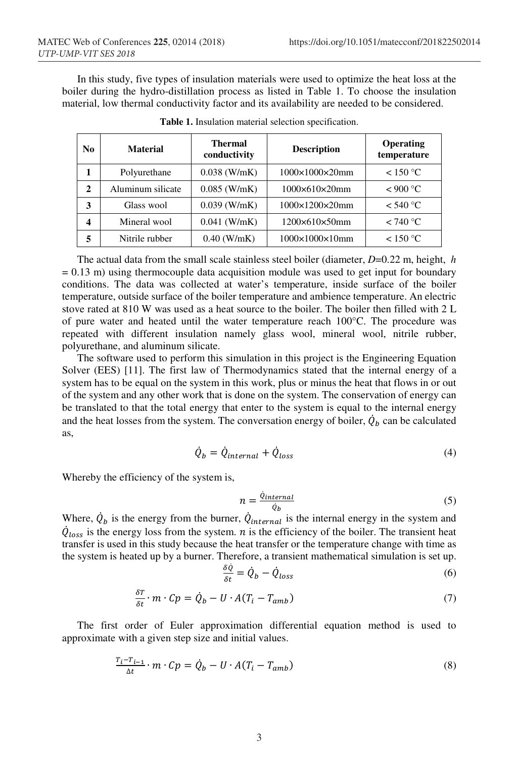In this study, five types of insulation materials were used to optimize the heat loss at the boiler during the hydro-distillation process as listed in Table 1. To choose the insulation material, low thermal conductivity factor and its availability are needed to be considered.

**Table 1.** Insulation material selection specification.

| No | Material | Thermal conductivity | Description | Operating temperature |
|---|---|---|---|---|
| 1 | Polyurethane | 0.038 (W/mK) | 1000×1000×20mm | < 150 °C |
| 2 | Aluminum silicate | 0.085 (W/mK) | 1000×610×20mm | < 900 °C |
| 3 | Glass wool | 0.039 (W/mK) | 1000×1200×20mm | < 540 °C |
| 4 | Mineral wool | 0.041 (W/mK) | 1200×610×50mm | < 740 °C |
| 5 | Nitrile rubber | 0.40 (W/mK) | 1000×1000×10mm | < 150 °C |

The actual data from the small scale stainless steel boiler (diameter, $D$=0.22 m, height, $h$ = 0.13 m) using thermocouple data acquisition module was used to get input for boundary conditions. The data was collected at water's temperature, inside surface of the boiler temperature, outside surface of the boiler temperature and ambience temperature. An electric stove rated at 810 W was used as a heat source to the boiler. The boiler then filled with 2 L of pure water and heated until the water temperature reach 100°C. The procedure was repeated with different insulation namely glass wool, mineral wool, nitrile rubber, polyurethane, and aluminum silicate.

The software used to perform this simulation in this project is the Engineering Equation Solver (EES) [11]. The first law of Thermodynamics stated that the internal energy of a system has to be equal on the system in this work, plus or minus the heat that flows in or out of the system and any other work that is done on the system. The conservation of energy can be translated to that the total energy that enter to the system is equal to the internal energy and the heat losses from the system. The conversation energy of boiler, $\dot{Q}_b$ can be calculated as,

$$\dot{Q}_b = \dot{Q}_{internal} + \dot{Q}_{loss} \tag{4}$$

Whereby the efficiency of the system is,

$$n = \frac{\dot{Q}_{internal}}{\dot{Q}_b} \tag{5}$$

Where, $\dot{Q}_b$ is the energy from the burner, $\dot{Q}_{internal}$ is the internal energy in the system and $\dot{Q}_{loss}$ is the energy loss from the system. $n$ is the efficiency of the boiler. The transient heat transfer is used in this study because the heat transfer or the temperature change with time as the system is heated up by a burner. Therefore, a transient mathematical simulation is set up.

$$\frac{\delta \dot{Q}}{\delta t} = \dot{Q}_b - \dot{Q}_{loss} \tag{6}$$

$$\frac{\delta T}{\delta t} \cdot m \cdot Cp = \dot{Q}_b - U \cdot A(T_i - T_{amb}) \tag{7}$$

The first order of Euler approximation differential equation method is used to approximate with a given step size and initial values.

$$\frac{T_i - T_{i-1}}{\Delta t} \cdot m \cdot Cp = \dot{Q}_b - U \cdot A(T_i - T_{amb}) \tag{8}$$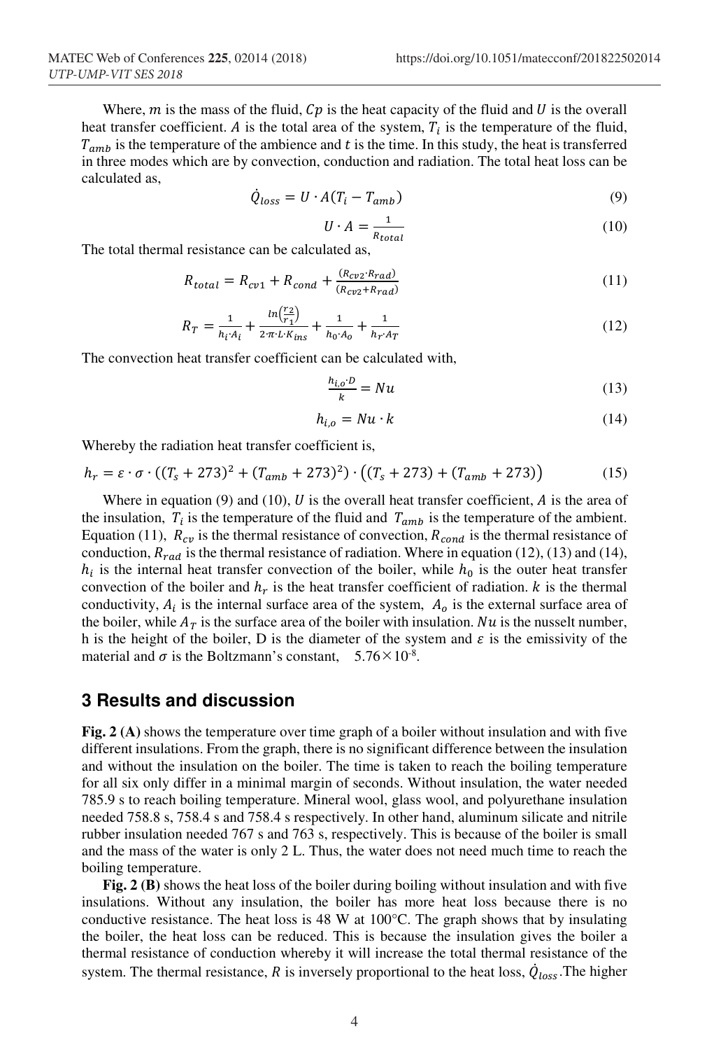Where, $m$ is the mass of the fluid, $Cp$ is the heat capacity of the fluid and $U$ is the overall heat transfer coefficient. $A$ is the total area of the system, $T_i$ is the temperature of the fluid, $T_{amb}$ is the temperature of the ambience and $t$ is the time. In this study, the heat is transferred in three modes which are by convection, conduction and radiation. The total heat loss can be calculated as,

$$\dot{Q}_{loss} = U \cdot A(T_i - T_{amb}) \tag{9}$$

$$U \cdot A = \frac{1}{R_{total}} \tag{10}$$

The total thermal resistance can be calculated as,

$$R_{total} = R_{cv1} + R_{cond} + \frac{(R_{cv2} \cdot R_{rad})}{(R_{cv2} + R_{rad})} \tag{11}$$

$$R_T = \frac{1}{h_i \cdot A_i} + \frac{\ln\left(\frac{r_2}{r_1}\right)}{2 \cdot \pi \cdot L \cdot K_{ins}} + \frac{1}{h_0 \cdot A_o} + \frac{1}{h_r \cdot A_T} \tag{12}$$

The convection heat transfer coefficient can be calculated with,

$$\frac{h_{i,o} \cdot D}{k} = Nu \tag{13}$$

$$h_{i,o} = Nu \cdot k \tag{14}$$

Whereby the radiation heat transfer coefficient is,

$$h_r = \varepsilon \cdot \sigma \cdot ((T_s + 273)^2 + (T_{amb} + 273)^2) \cdot ((T_s + 273) + (T_{amb} + 273)) \tag{15}$$

Where in equation (9) and (10), $U$ is the overall heat transfer coefficient, $A$ is the area of the insulation, $T_i$ is the temperature of the fluid and $T_{amb}$ is the temperature of the ambient. Equation (11), $R_{cv}$ is the thermal resistance of convection, $R_{cond}$ is the thermal resistance of conduction, $R_{rad}$ is the thermal resistance of radiation. Where in equation (12), (13) and (14), $h_i$ is the internal heat transfer convection of the boiler, while $h_0$ is the outer heat transfer convection of the boiler and $h_r$ is the heat transfer coefficient of radiation. $k$ is the thermal conductivity, $A_i$ is the internal surface area of the system, $A_o$ is the external surface area of the boiler, while $A_T$ is the surface area of the boiler with insulation. $Nu$ is the nusselt number, h is the height of the boiler, D is the diameter of the system and $\varepsilon$ is the emissivity of the material and $\sigma$ is the Boltzmann's constant, $5.76 \times 10^{-8}$.

## 3 Results and discussion

**Fig. 2 (A)** shows the temperature over time graph of a boiler without insulation and with five different insulations. From the graph, there is no significant difference between the insulation and without the insulation on the boiler. The time is taken to reach the boiling temperature for all six only differ in a minimal margin of seconds. Without insulation, the water needed 785.9 s to reach boiling temperature. Mineral wool, glass wool, and polyurethane insulation needed 758.8 s, 758.4 s and 758.4 s respectively. In other hand, aluminum silicate and nitrile rubber insulation needed 767 s and 763 s, respectively. This is because of the boiler is small and the mass of the water is only 2 L. Thus, the water does not need much time to reach the boiling temperature.

**Fig. 2 (B)** shows the heat loss of the boiler during boiling without insulation and with five insulations. Without any insulation, the boiler has more heat loss because there is no conductive resistance. The heat loss is 48 W at 100°C. The graph shows that by insulating the boiler, the heat loss can be reduced. This is because the insulation gives the boiler a thermal resistance of conduction whereby it will increase the total thermal resistance of the system. The thermal resistance, $R$ is inversely proportional to the heat loss, $\dot{Q}_{loss}$. The higher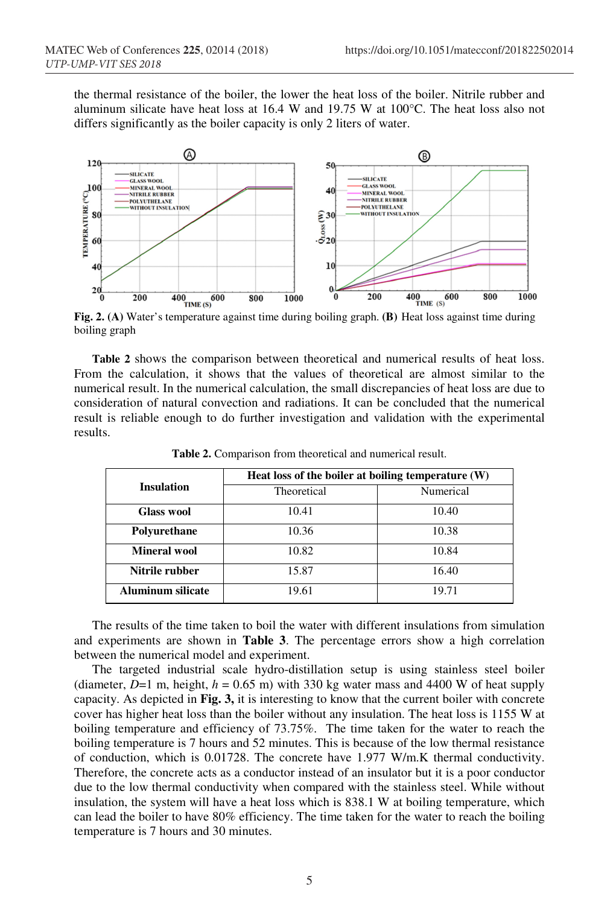the thermal resistance of the boiler, the lower the heat loss of the boiler. Nitrile rubber and aluminum silicate have heat loss at 16.4 W and 19.75 W at 100°C. The heat loss also not differs significantly as the boiler capacity is only 2 liters of water.

**Fig. 2. (A)** Water's temperature against time during boiling graph. **(B)** Heat loss against time during boiling graph

**Table 2** shows the comparison between theoretical and numerical results of heat loss. From the calculation, it shows that the values of theoretical are almost similar to the numerical result. In the numerical calculation, the small discrepancies of heat loss are due to consideration of natural convection and radiations. It can be concluded that the numerical result is reliable enough to do further investigation and validation with the experimental results.

**Table 2.** Comparison from theoretical and numerical result.

| **Insulation** | **Heat loss of the boiler at boiling temperature (W)** | |
|---|---|---|
| | Theoretical | Numerical |
| **Glass wool** | 10.41 | 10.40 |
| **Polyurethane** | 10.36 | 10.38 |
| **Mineral wool** | 10.82 | 10.84 |
| **Nitrile rubber** | 15.87 | 16.40 |
| **Aluminum silicate** | 19.61 | 19.71 |

The results of the time taken to boil the water with different insulations from simulation and experiments are shown in **Table 3**. The percentage errors show a high correlation between the numerical model and experiment.

The targeted industrial scale hydro-distillation setup is using stainless steel boiler (diameter, $D$=1 m, height, $h$ = 0.65 m) with 330 kg water mass and 4400 W of heat supply capacity. As depicted in **Fig. 3,** it is interesting to know that the current boiler with concrete cover has higher heat loss than the boiler without any insulation. The heat loss is 1155 W at boiling temperature and efficiency of 73.75%. The time taken for the water to reach the boiling temperature is 7 hours and 52 minutes. This is because of the low thermal resistance of conduction, which is 0.01728. The concrete have 1.977 W/m.K thermal conductivity. Therefore, the concrete acts as a conductor instead of an insulator but it is a poor conductor due to the low thermal conductivity when compared with the stainless steel. While without insulation, the system will have a heat loss which is 838.1 W at boiling temperature, which can lead the boiler to have 80% efficiency. The time taken for the water to reach the boiling temperature is 7 hours and 30 minutes.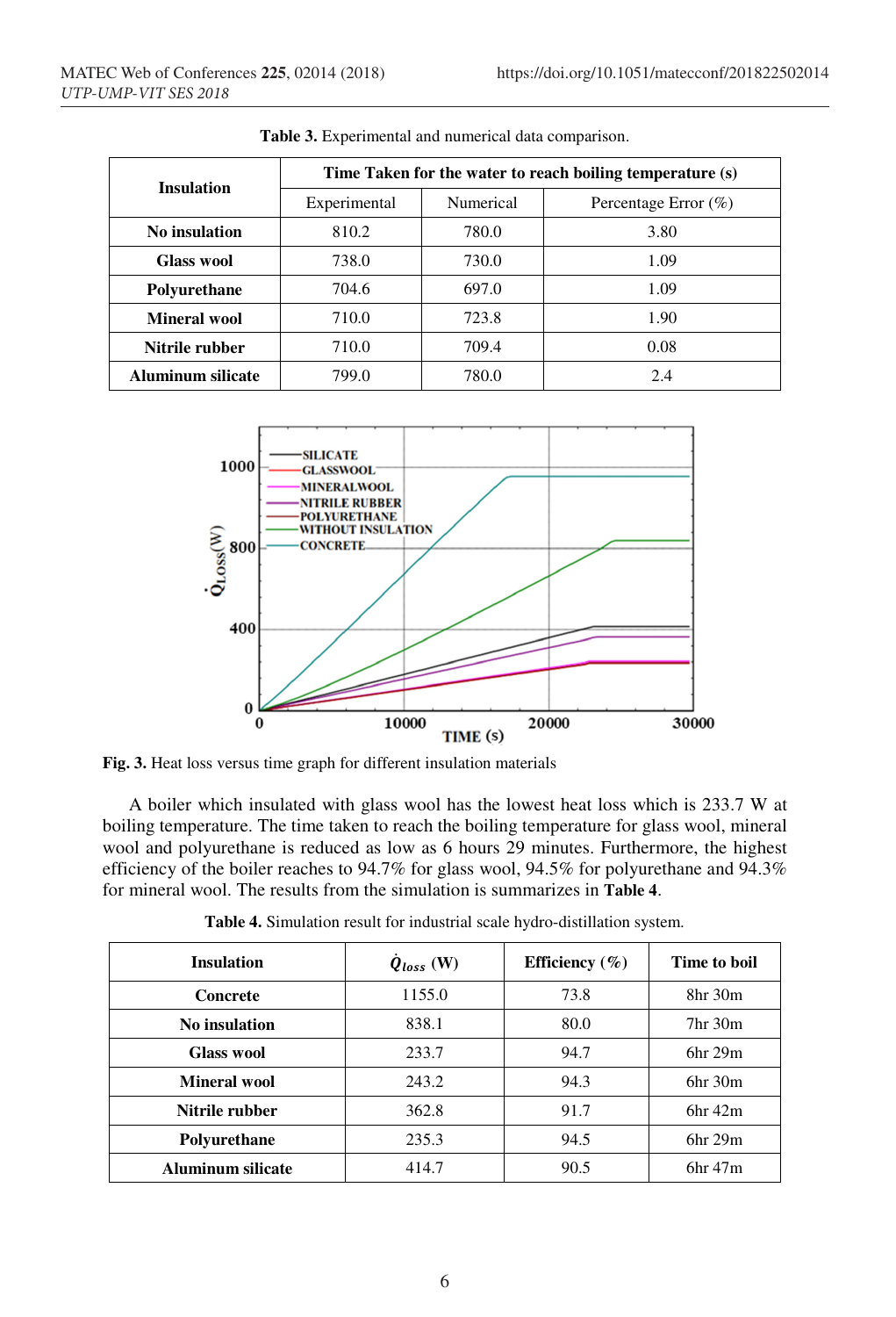**Table 3.** Experimental and numerical data comparison.

| Insulation | Time Taken for the water to reach boiling temperature (s) | | |
|---|---|---|---|
| | Experimental | Numerical | Percentage Error (%) |
| **No insulation** | 810.2 | 780.0 | 3.80 |
| **Glass wool** | 738.0 | 730.0 | 1.09 |
| **Polyurethane** | 704.6 | 697.0 | 1.09 |
| **Mineral wool** | 710.0 | 723.8 | 1.90 |
| **Nitrile rubber** | 710.0 | 709.4 | 0.08 |
| **Aluminum silicate** | 799.0 | 780.0 | 2.4 |

**Fig. 3.** Heat loss versus time graph for different insulation materials

A boiler which insulated with glass wool has the lowest heat loss which is 233.7 W at boiling temperature. The time taken to reach the boiling temperature for glass wool, mineral wool and polyurethane is reduced as low as 6 hours 29 minutes. Furthermore, the highest efficiency of the boiler reaches to 94.7% for glass wool, 94.5% for polyurethane and 94.3% for mineral wool. The results from the simulation is summarizes in **Table 4**.

**Table 4.** Simulation result for industrial scale hydro-distillation system.

| Insulation | $\dot{Q}_{loss}$ (W) | Efficiency (%) | Time to boil |
|---|---|---|---|
| **Concrete** | 1155.0 | 73.8 | 8hr 30m |
| **No insulation** | 838.1 | 80.0 | 7hr 30m |
| **Glass wool** | 233.7 | 94.7 | 6hr 29m |
| **Mineral wool** | 243.2 | 94.3 | 6hr 30m |
| **Nitrile rubber** | 362.8 | 91.7 | 6hr 42m |
| **Polyurethane** | 235.3 | 94.5 | 6hr 29m |
| **Aluminum silicate** | 414.7 | 90.5 | 6hr 47m |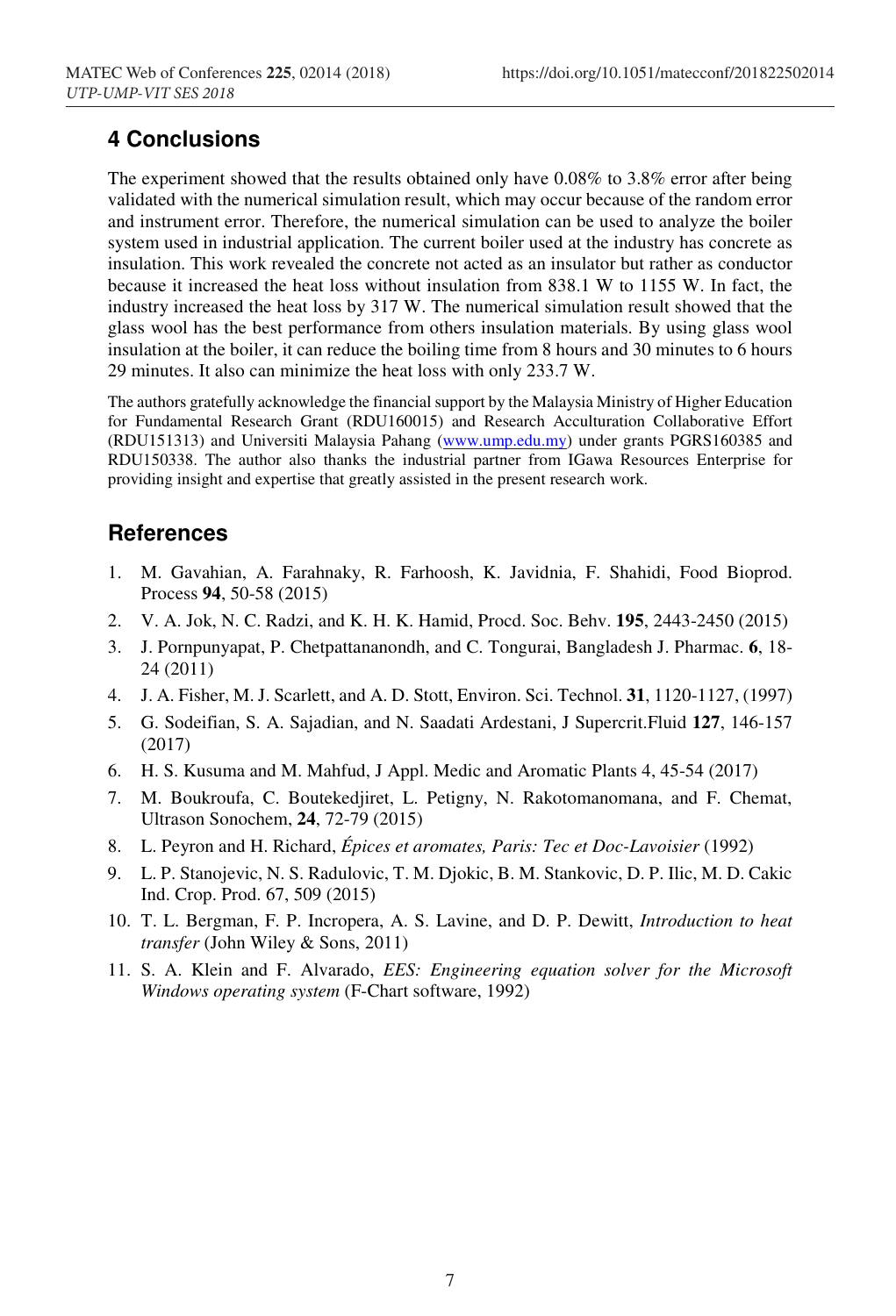## 4 Conclusions

The experiment showed that the results obtained only have 0.08% to 3.8% error after being validated with the numerical simulation result, which may occur because of the random error and instrument error. Therefore, the numerical simulation can be used to analyze the boiler system used in industrial application. The current boiler used at the industry has concrete as insulation. This work revealed the concrete not acted as an insulator but rather as conductor because it increased the heat loss without insulation from 838.1 W to 1155 W. In fact, the industry increased the heat loss by 317 W. The numerical simulation result showed that the glass wool has the best performance from others insulation materials. By using glass wool insulation at the boiler, it can reduce the boiling time from 8 hours and 30 minutes to 6 hours 29 minutes. It also can minimize the heat loss with only 233.7 W.

The authors gratefully acknowledge the financial support by the Malaysia Ministry of Higher Education for Fundamental Research Grant (RDU160015) and Research Acculturation Collaborative Effort (RDU151313) and Universiti Malaysia Pahang (www.ump.edu.my) under grants PGRS160385 and RDU150338. The author also thanks the industrial partner from IGawa Resources Enterprise for providing insight and expertise that greatly assisted in the present research work.

## References

1. M. Gavahian, A. Farahnaky, R. Farhoosh, K. Javidnia, F. Shahidi, Food Bioprod. Process **94**, 50-58 (2015)
2. V. A. Jok, N. C. Radzi, and K. H. K. Hamid, Procd. Soc. Behv. **195**, 2443-2450 (2015)
3. J. Pornpunyapat, P. Chetpattananondh, and C. Tongurai, Bangladesh J. Pharmac. **6**, 18-24 (2011)
4. J. A. Fisher, M. J. Scarlett, and A. D. Stott, Environ. Sci. Technol. **31**, 1120-1127, (1997)
5. G. Sodeifian, S. A. Sajadian, and N. Saadati Ardestani, J Supercrit.Fluid **127**, 146-157 (2017)
6. H. S. Kusuma and M. Mahfud, J Appl. Medic and Aromatic Plants 4, 45-54 (2017)
7. M. Boukroufa, C. Boutekedjiret, L. Petigny, N. Rakotomanomana, and F. Chemat, Ultrason Sonochem, **24**, 72-79 (2015)
8. L. Peyron and H. Richard, *Épices et aromates, Paris: Tec et Doc-Lavoisier* (1992)
9. L. P. Stanojevic, N. S. Radulovic, T. M. Djokic, B. M. Stankovic, D. P. Ilic, M. D. Cakic Ind. Crop. Prod. 67, 509 (2015)
10. T. L. Bergman, F. P. Incropera, A. S. Lavine, and D. P. Dewitt, *Introduction to heat transfer* (John Wiley & Sons, 2011)
11. S. A. Klein and F. Alvarado, *EES: Engineering equation solver for the Microsoft Windows operating system* (F-Chart software, 1992)